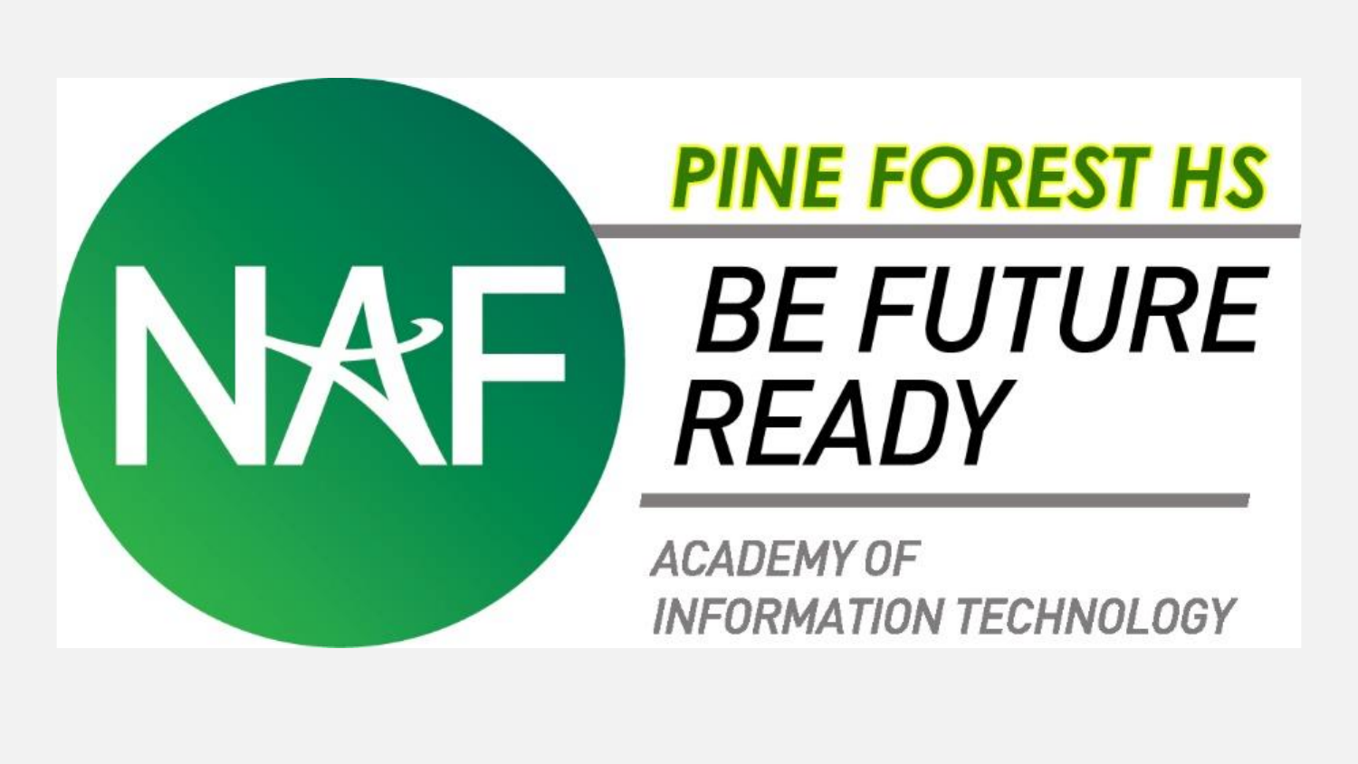NAF

# PINE FOREST HS

## BE FUTURE READY

ACADEMY OF INFORMATION TECHNOLOGY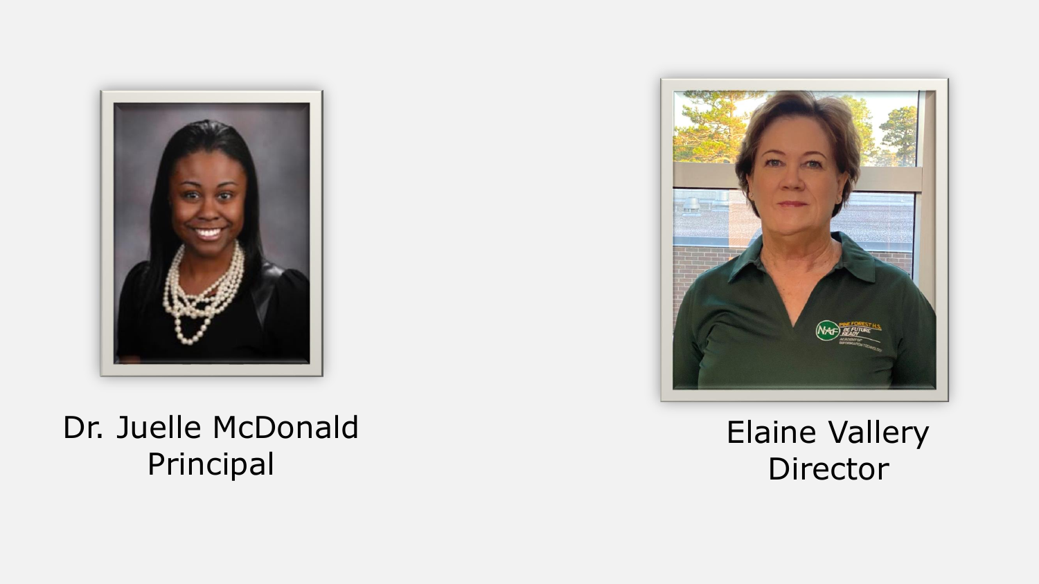Dr. Juelle McDonald
Principal

Elaine Vallery
Director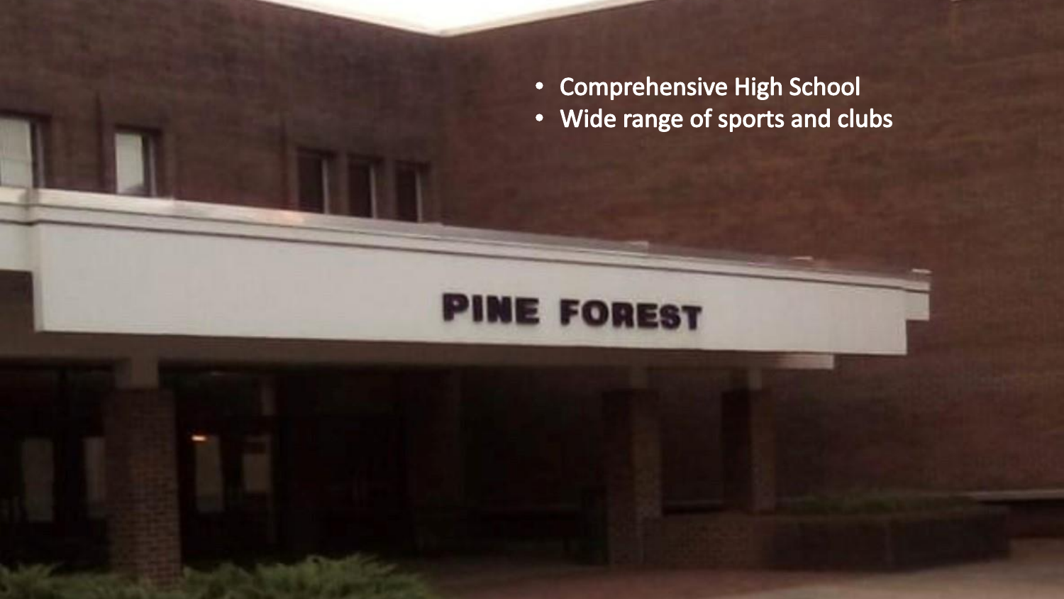- Comprehensive High School
- Wide range of sports and clubs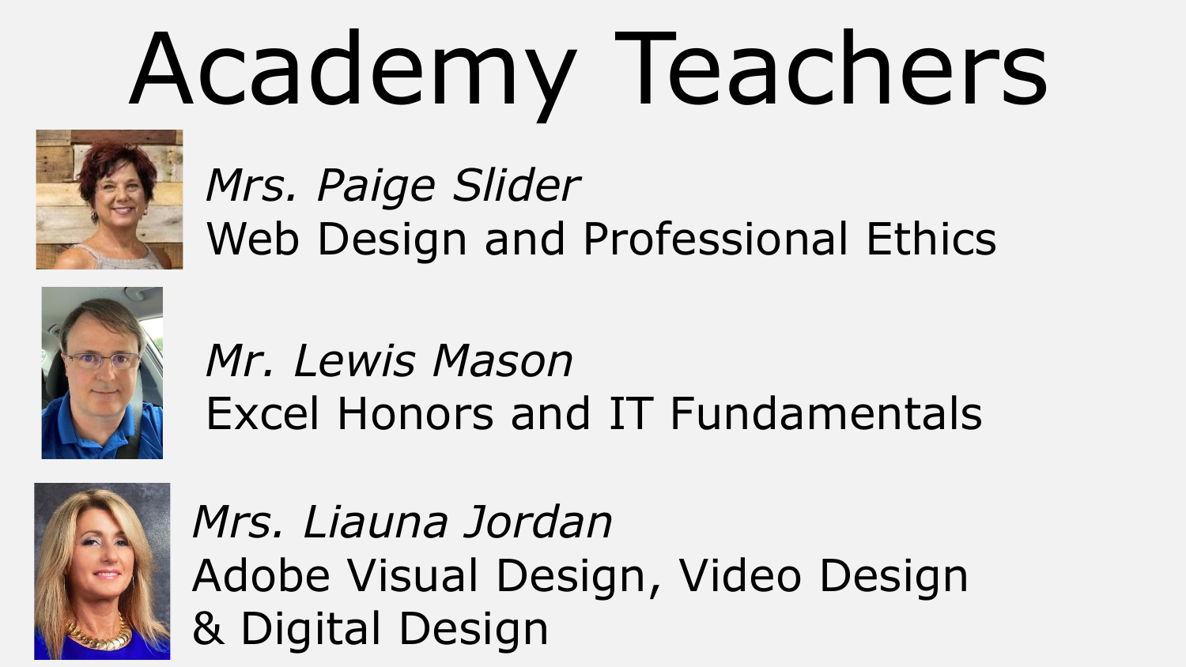# Academy Teachers

*Mrs. Paige Slider*
Web Design and Professional Ethics

*Mr. Lewis Mason*
Excel Honors and IT Fundamentals

*Mrs. Liauna Jordan*
Adobe Visual Design, Video Design & Digital Design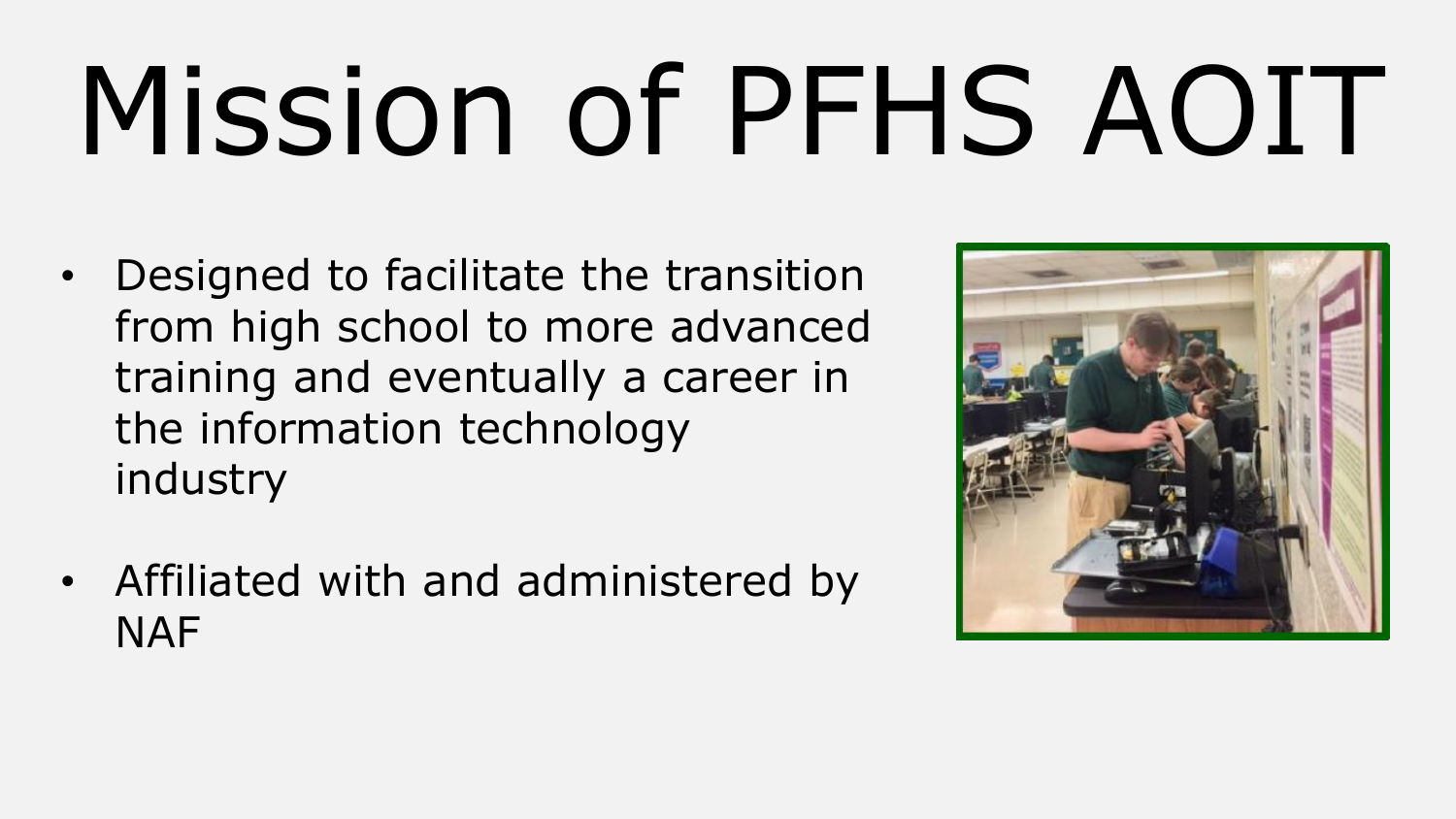# Mission of PFHS AOIT

- Designed to facilitate the transition from high school to more advanced training and eventually a career in the information technology industry
- Affiliated with and administered by NAF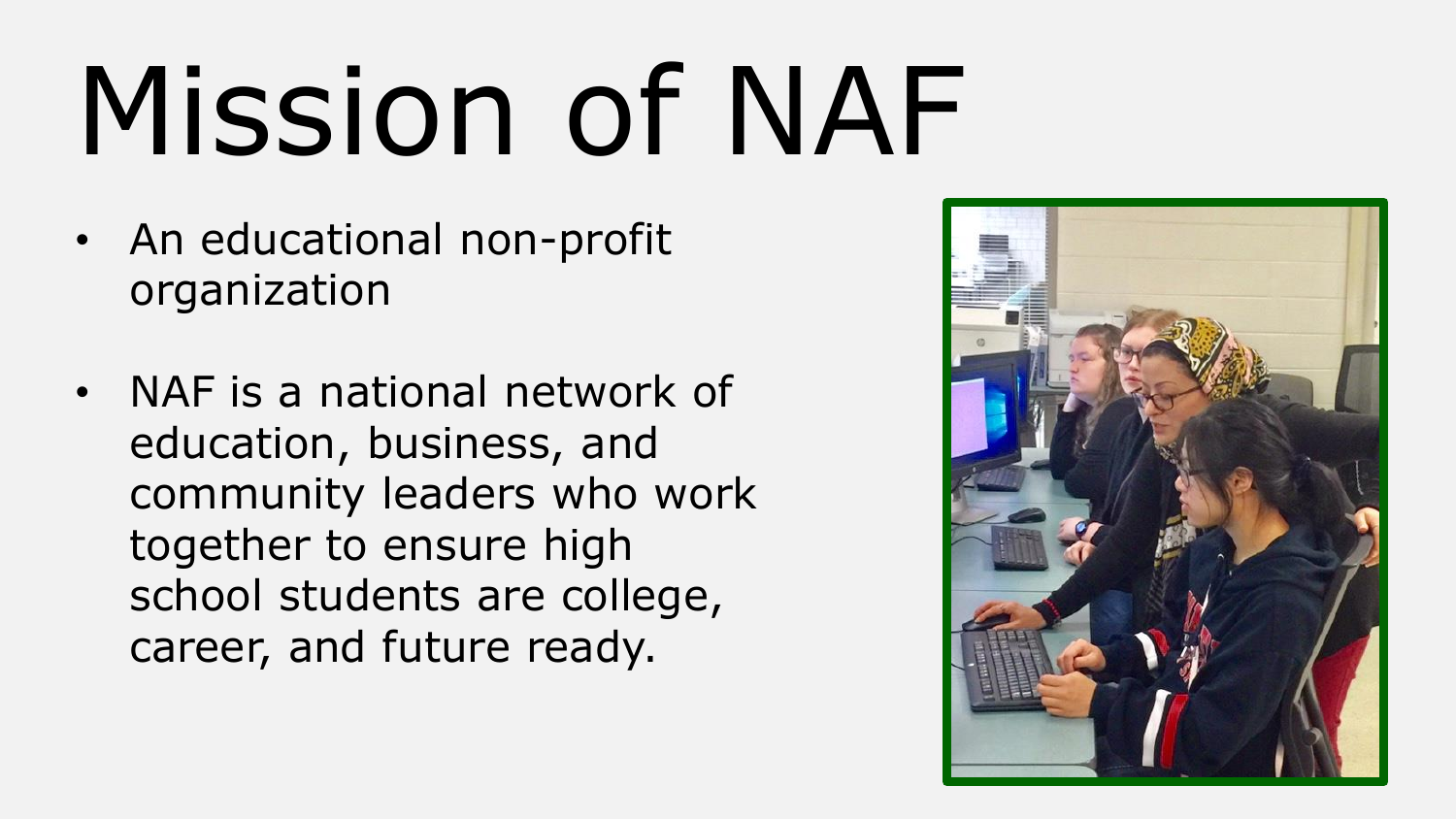# Mission of NAF

- An educational non-profit organization
- NAF is a national network of education, business, and community leaders who work together to ensure high school students are college, career, and future ready.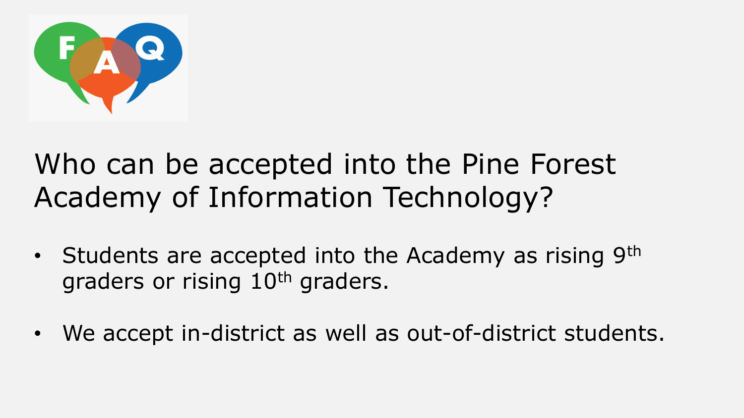## Who can be accepted into the Pine Forest Academy of Information Technology?

- Students are accepted into the Academy as rising 9th graders or rising 10th graders.
- We accept in-district as well as out-of-district students.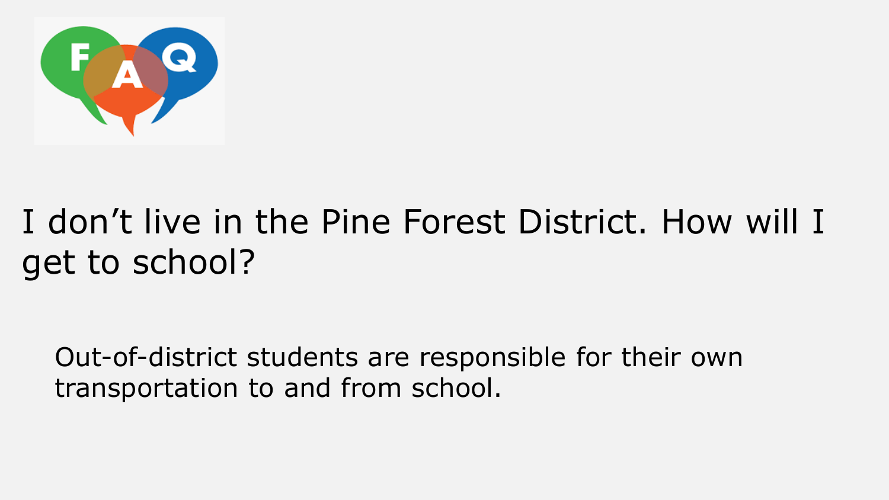FAQ

## I don’t live in the Pine Forest District. How will I get to school?

Out-of-district students are responsible for their own transportation to and from school.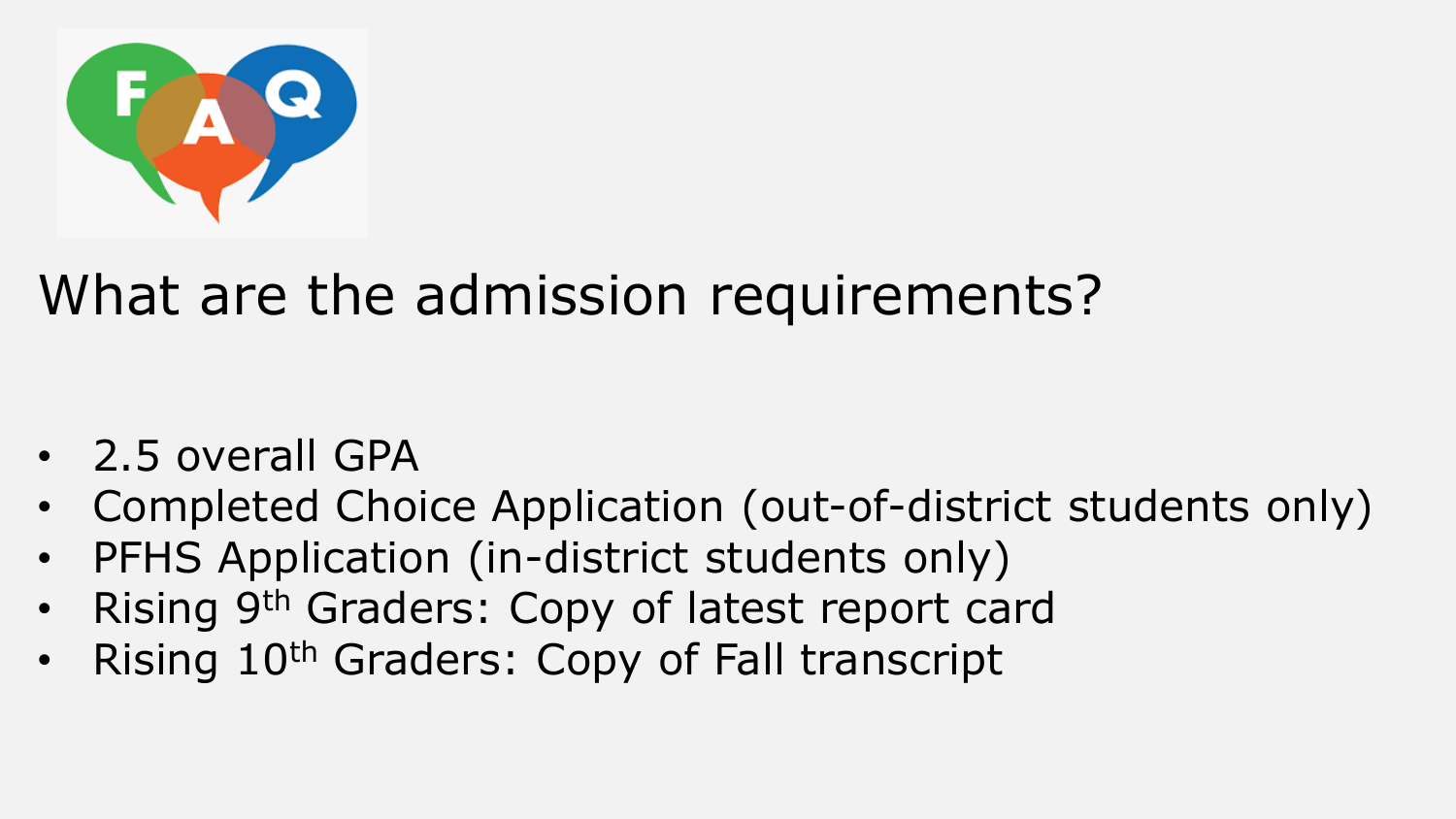FAQ

# What are the admission requirements?

- 2.5 overall GPA
- Completed Choice Application (out-of-district students only)
- PFHS Application (in-district students only)
- Rising 9th Graders: Copy of latest report card
- Rising 10th Graders: Copy of Fall transcript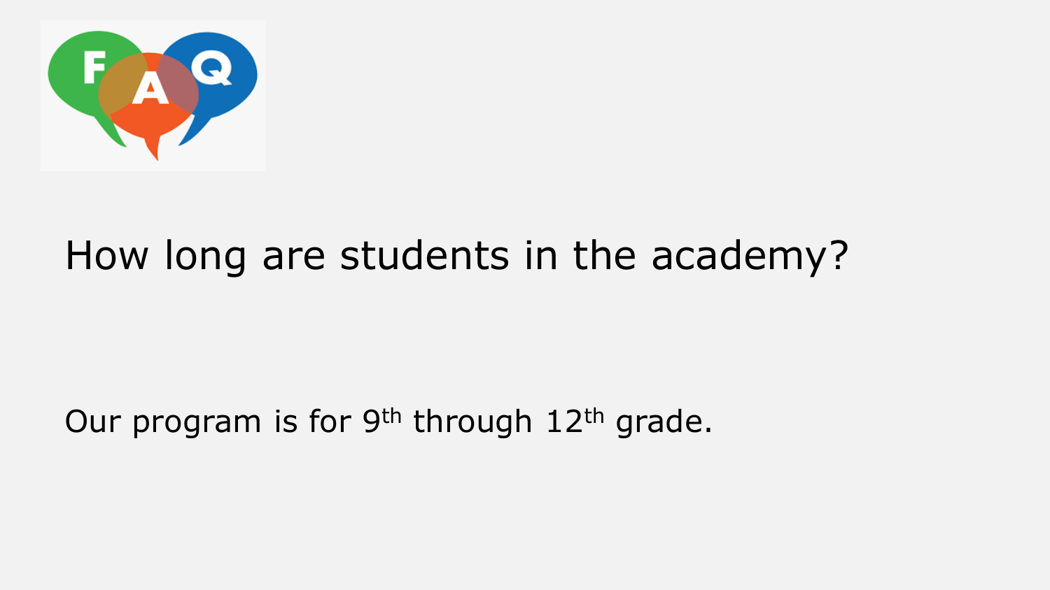## How long are students in the academy?

Our program is for 9th through 12th grade.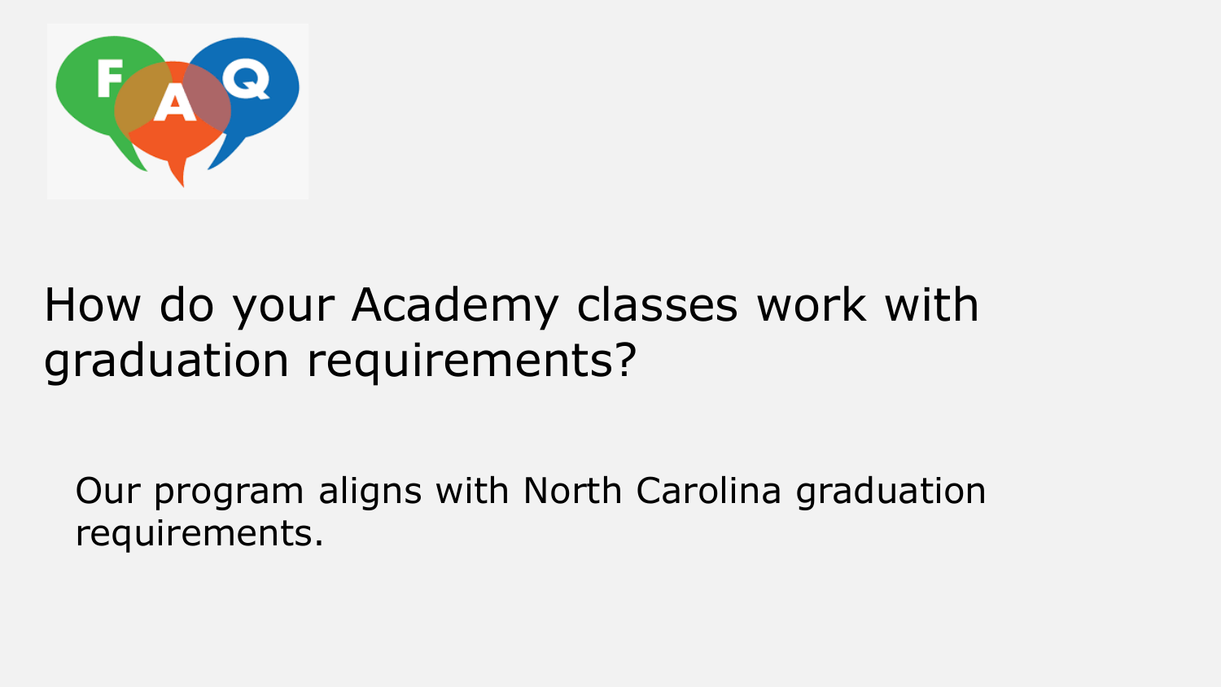## How do your Academy classes work with graduation requirements?

Our program aligns with North Carolina graduation requirements.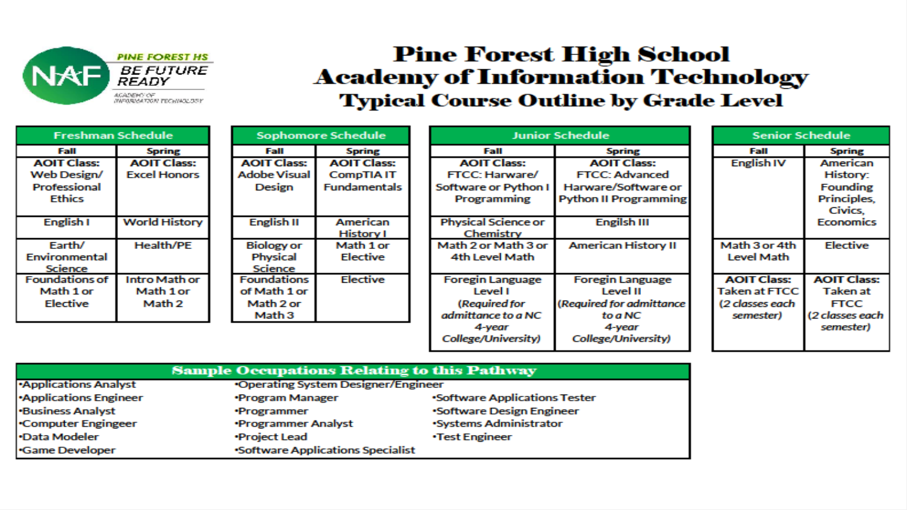PINE FOREST HS
BE FUTURE READY
ACADEMY OF INFORMATION TECHNOLOGY

# Pine Forest High School
# Academy of Information Technology
## Typical Course Outline by Grade Level

### Freshman Schedule

| Fall | Spring |
|---|---|
| **AOIT Class:** Web Design/ Professional Ethics | **AOIT Class:** Excel Honors |
| English I | World History |
| Earth/ Environmental Science | Health/PE |
| Foundations of Math 1 or Elective | Intro Math or Math 1 or Math 2 |

### Sophomore Schedule

| Fall | Spring |
|---|---|
| **AOIT Class:** Adobe Visual Design | **AOIT Class:** CompTIA IT Fundamentals |
| English II | American History I |
| Biology or Physical Science | Math 1 or Elective |
| Foundations of Math 1 or Math 2 or Math 3 | Elective |

### Junior Schedule

| Fall | Spring |
|---|---|
| **AOIT Class:** FTCC: Harware/ Software or Python I Programming | **AOIT Class:** FTCC: Advanced Harware/Software or Python II Programming |
| Physical Science or Chemistry | Engilsh III |
| Math 2 or Math 3 or 4th Level Math | American History II |
| Foregin Language Level I *(Required for admittance to a NC 4-year College/University)* | Foregin Language Level II *(Required for admittance to a NC 4-year College/University)* |

### Senior Schedule

| Fall | Spring |
|---|---|
| English IV | American History: Founding Principles, Civics, Economics |
| Math 3 or 4th Level Math | Elective |
| **AOIT Class:** Taken at FTCC *(2 classes each semester)* | **AOIT Class:** Taken at FTCC *(2 classes each semester)* |

### Sample Occupations Relating to this Pathway

- Applications Analyst
- Applications Engineer
- Business Analyst
- Computer Engingeer
- Data Modeler
- Game Developer
- Operating System Designer/Engineer
- Program Manager
- Programmer
- Programmer Analyst
- Project Lead
- Software Applications Specialist
- Software Applications Tester
- Software Design Engineer
- Systems Administrator
- Test Engineer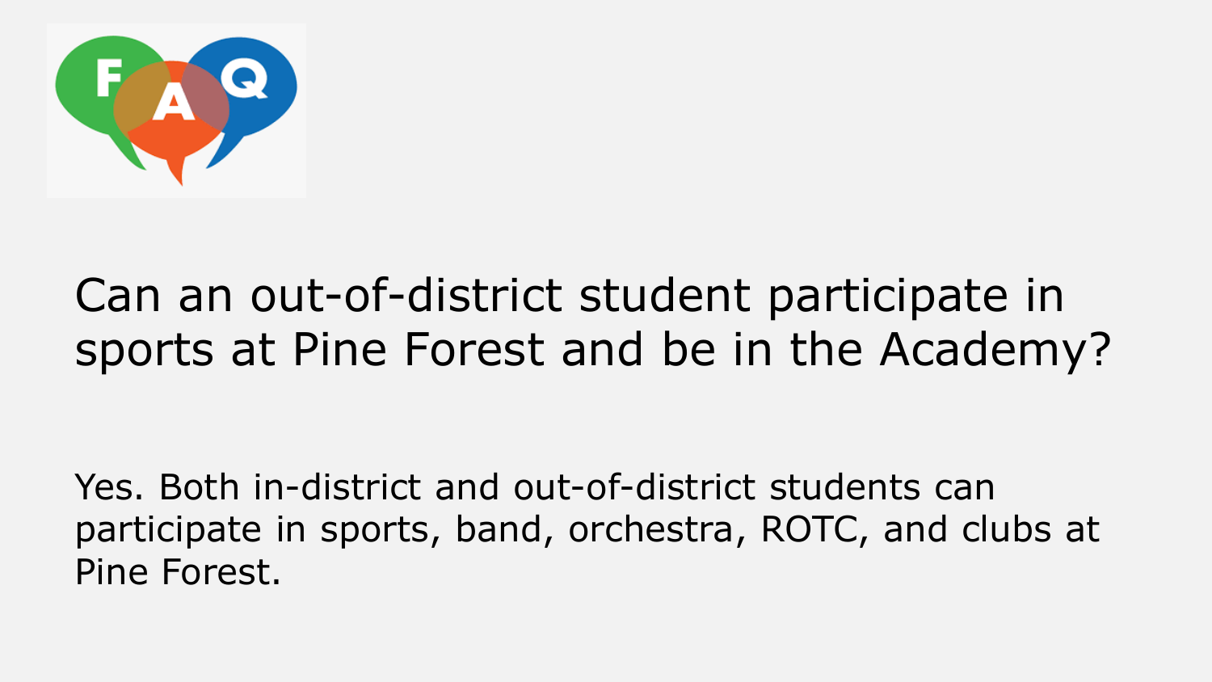## Can an out-of-district student participate in sports at Pine Forest and be in the Academy?

Yes. Both in-district and out-of-district students can participate in sports, band, orchestra, ROTC, and clubs at Pine Forest.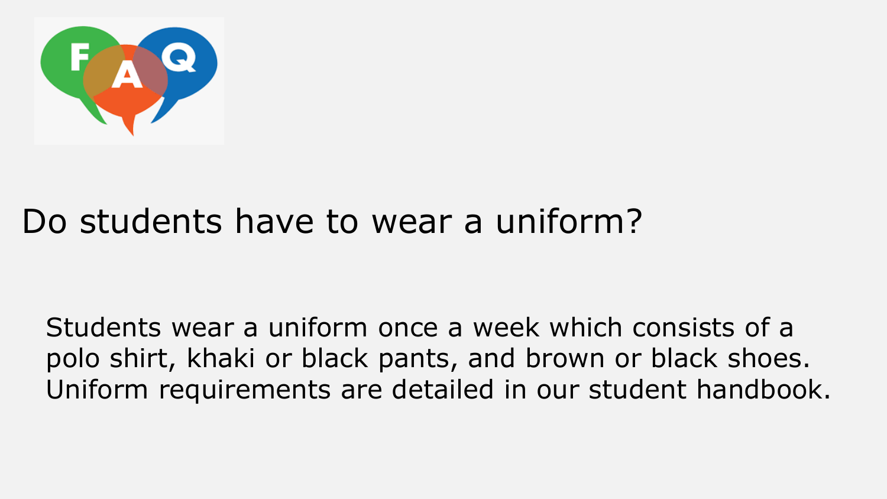## Do students have to wear a uniform?

Students wear a uniform once a week which consists of a polo shirt, khaki or black pants, and brown or black shoes. Uniform requirements are detailed in our student handbook.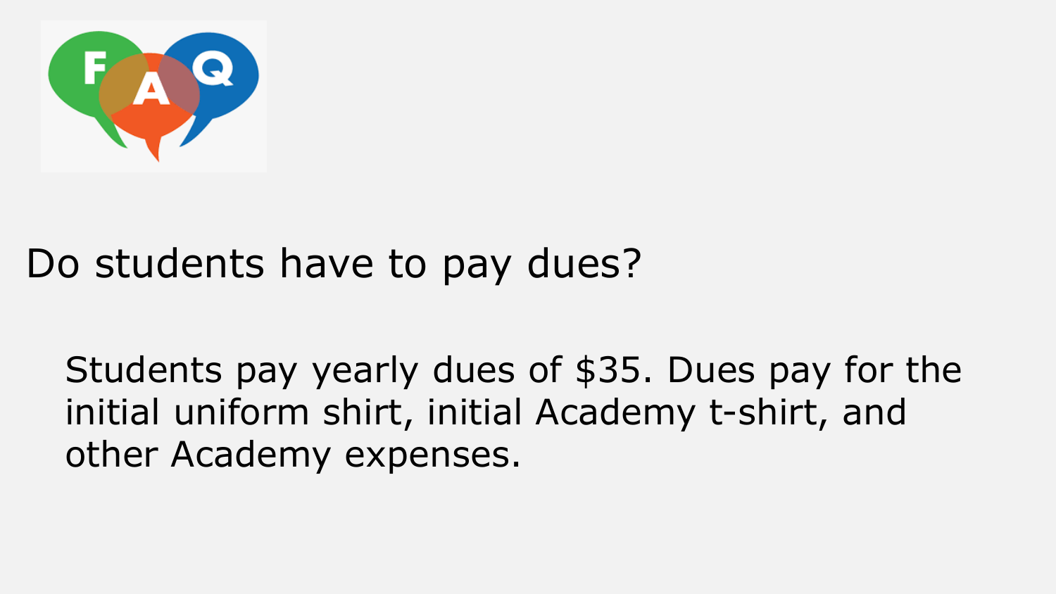## Do students have to pay dues?

Students pay yearly dues of $35. Dues pay for the initial uniform shirt, initial Academy t-shirt, and other Academy expenses.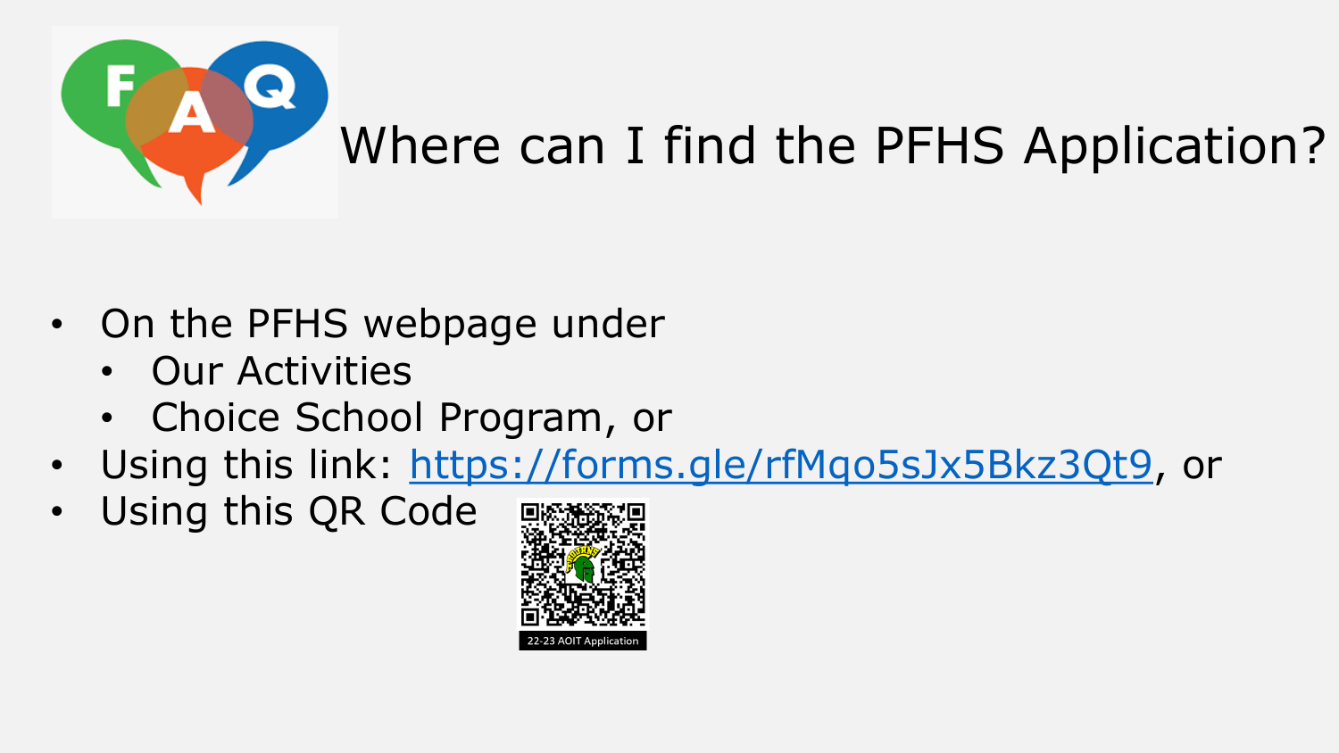# Where can I find the PFHS Application?

- On the PFHS webpage under
  - Our Activities
  - Choice School Program, or
- Using this link: https://forms.gle/rfMqo5sJx5Bkz3Qt9, or
- Using this QR Code

22-23 AOIT Application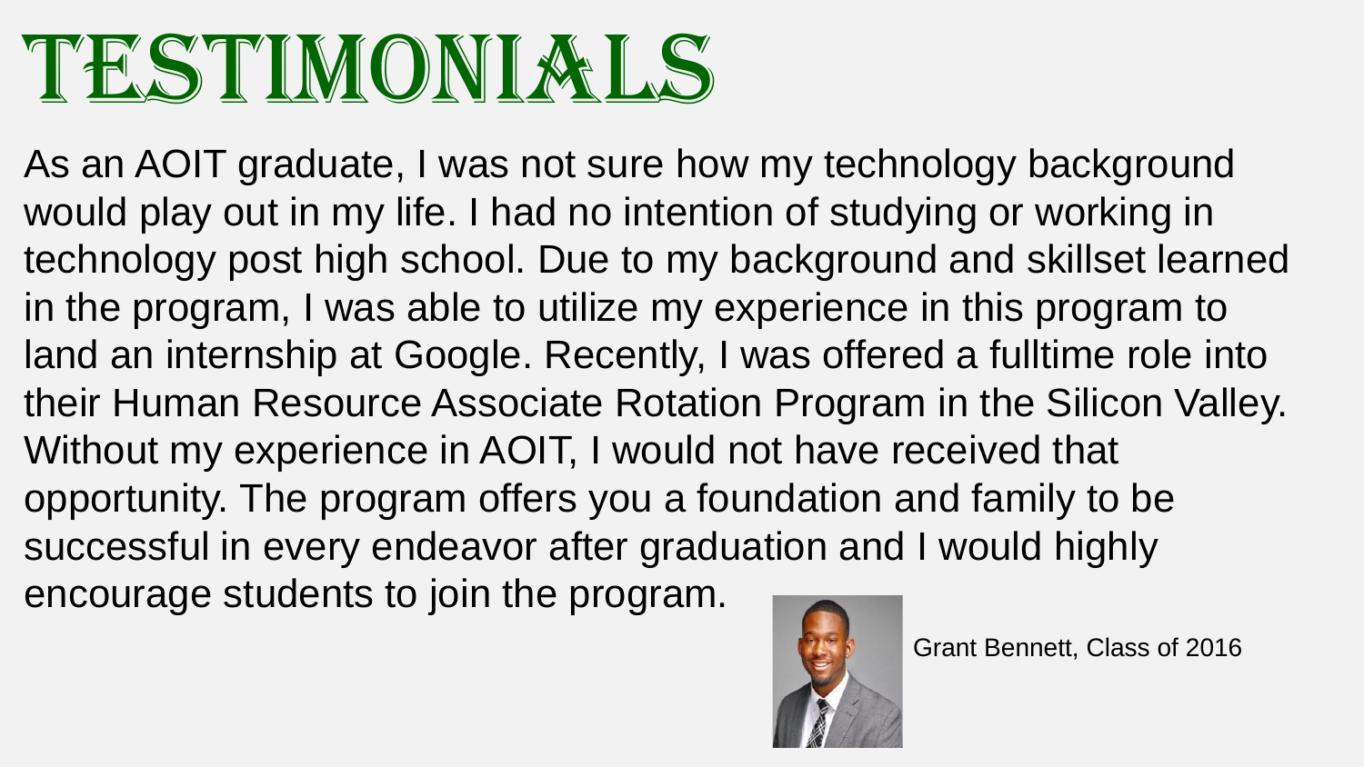# TESTIMONIALS

As an AOIT graduate, I was not sure how my technology background would play out in my life. I had no intention of studying or working in technology post high school. Due to my background and skillset learned in the program, I was able to utilize my experience in this program to land an internship at Google. Recently, I was offered a fulltime role into their Human Resource Associate Rotation Program in the Silicon Valley. Without my experience in AOIT, I would not have received that opportunity. The program offers you a foundation and family to be successful in every endeavor after graduation and I would highly encourage students to join the program.

Grant Bennett, Class of 2016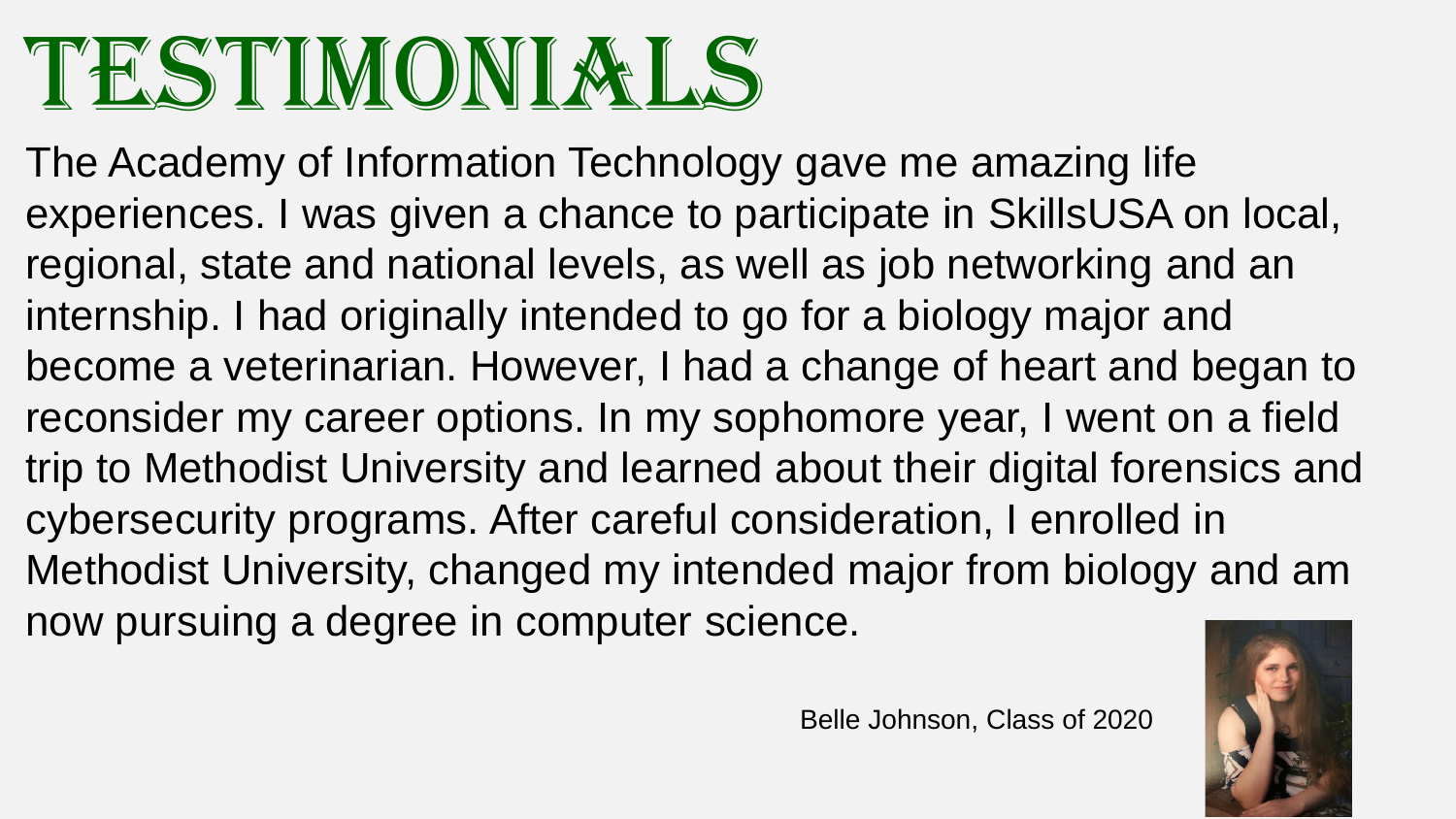# TESTIMONIALS

The Academy of Information Technology gave me amazing life experiences. I was given a chance to participate in SkillsUSA on local, regional, state and national levels, as well as job networking and an internship. I had originally intended to go for a biology major and become a veterinarian. However, I had a change of heart and began to reconsider my career options. In my sophomore year, I went on a field trip to Methodist University and learned about their digital forensics and cybersecurity programs. After careful consideration, I enrolled in Methodist University, changed my intended major from biology and am now pursuing a degree in computer science.

Belle Johnson, Class of 2020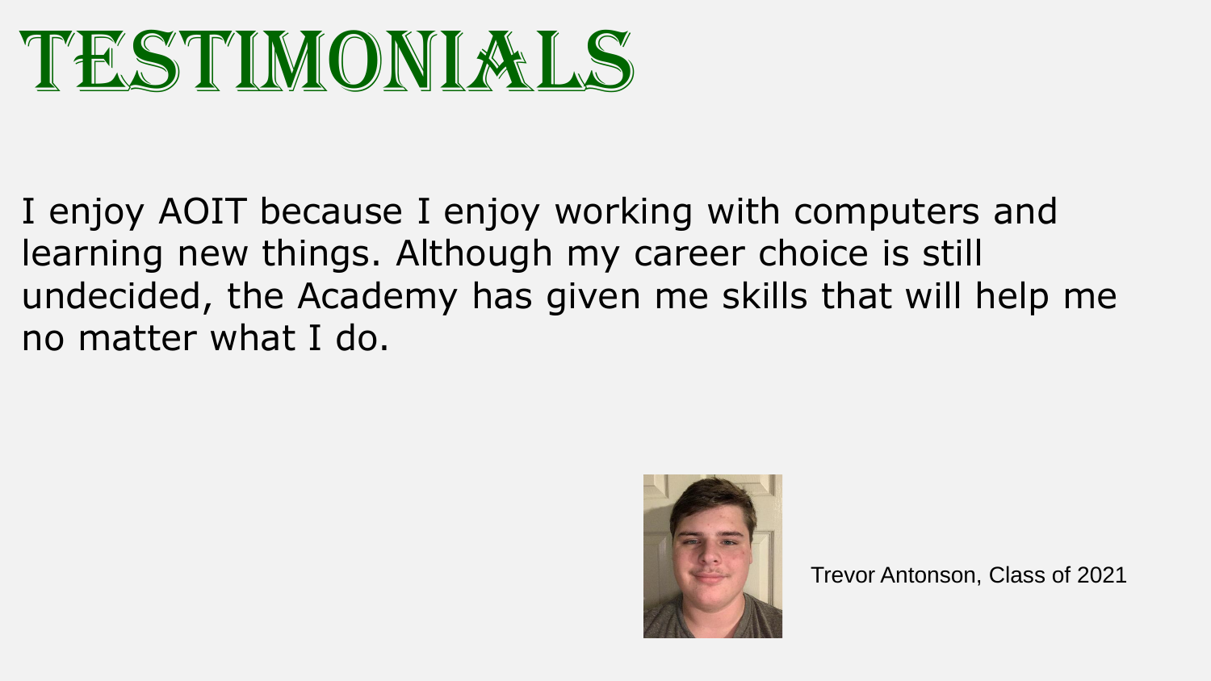# TESTIMONIALS

I enjoy AOIT because I enjoy working with computers and learning new things. Although my career choice is still undecided, the Academy has given me skills that will help me no matter what I do.

Trevor Antonson, Class of 2021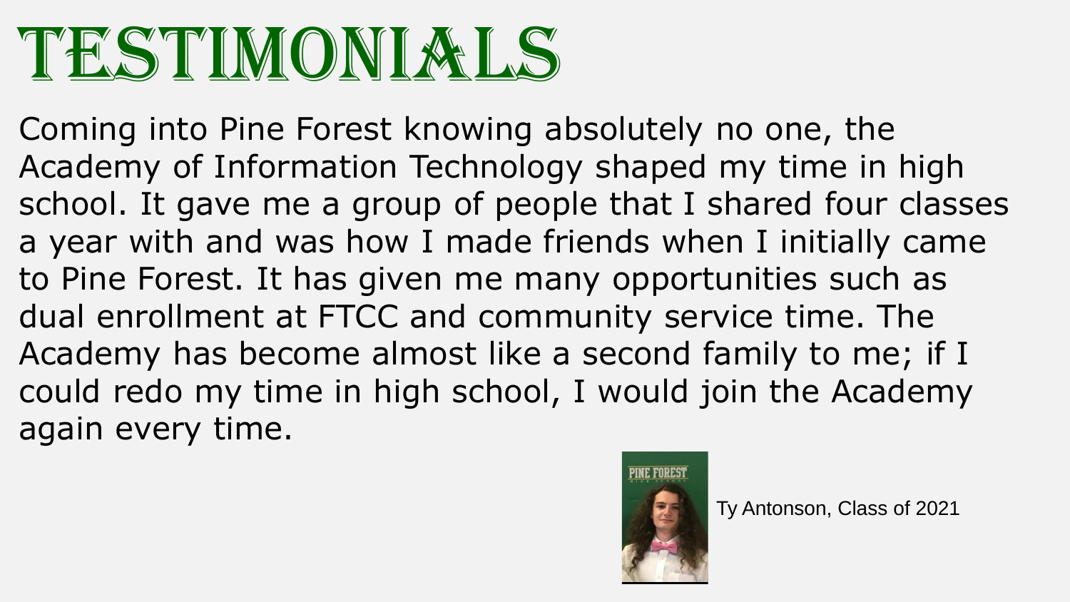# TESTIMONIALS

Coming into Pine Forest knowing absolutely no one, the Academy of Information Technology shaped my time in high school. It gave me a group of people that I shared four classes a year with and was how I made friends when I initially came to Pine Forest. It has given me many opportunities such as dual enrollment at FTCC and community service time. The Academy has become almost like a second family to me; if I could redo my time in high school, I would join the Academy again every time.

Ty Antonson, Class of 2021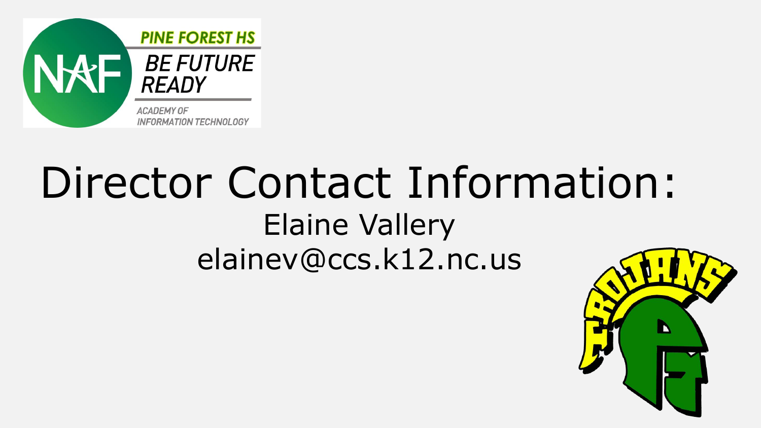# Director Contact Information:

Elaine Vallery

elainev@ccs.k12.nc.us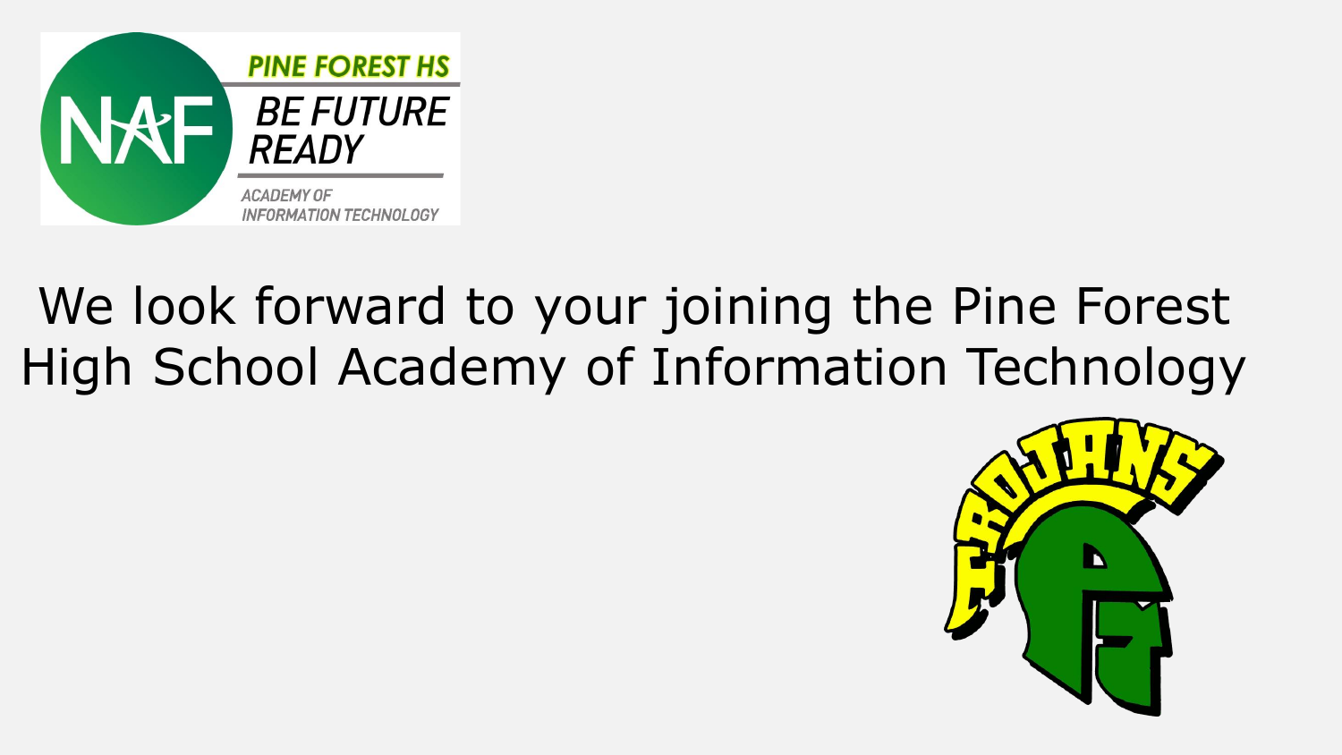PINE FOREST HS

BE FUTURE READY

ACADEMY OF INFORMATION TECHNOLOGY

We look forward to your joining the Pine Forest High School Academy of Information Technology